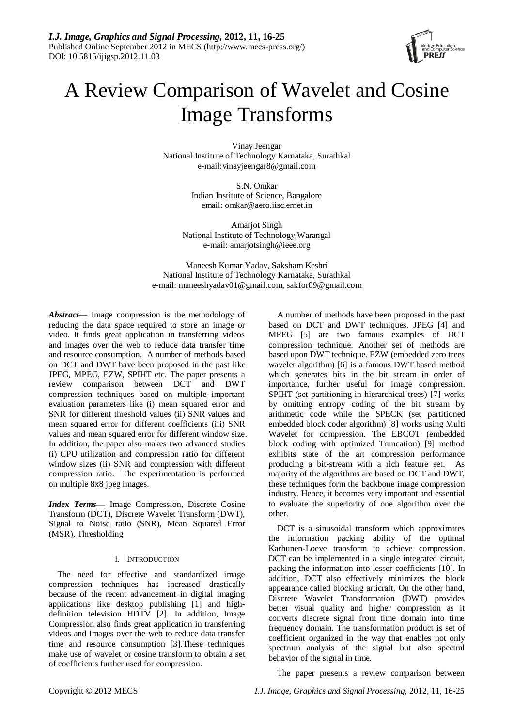# A Review Comparison of Wavelet and Cosine Image Transforms

Vinay Jeengar
National Institute of Technology Karnataka, Surathkal
e-mail:vinayjeengar8@gmail.com

S.N. Omkar
Indian Institute of Science, Bangalore
email: omkar@aero.iisc.ernet.in

Amarjot Singh
National Institute of Technology,Warangal
e-mail: amarjotsingh@ieee.org

Maneesh Kumar Yadav, Saksham Keshri
National Institute of Technology Karnataka, Surathkal
e-mail: maneeshyadav01@gmail.com, sakfor09@gmail.com

***Abstract*** — Image compression is the methodology of reducing the data space required to store an image or video. It finds great application in transferring videos and images over the web to reduce data transfer time and resource consumption. A number of methods based on DCT and DWT have been proposed in the past like JPEG, MPEG, EZW, SPIHT etc. The paper presents a review comparison between DCT and DWT compression techniques based on multiple important evaluation parameters like (i) mean squared error and SNR for different threshold values (ii) SNR values and mean squared error for different coefficients (iii) SNR values and mean squared error for different window size. In addition, the paper also makes two advanced studies (i) CPU utilization and compression ratio for different window sizes (ii) SNR and compression with different compression ratio. The experimentation is performed on multiple 8x8 jpeg images.

***Index Terms*** — Image Compression, Discrete Cosine Transform (DCT), Discrete Wavelet Transform (DWT), Signal to Noise ratio (SNR), Mean Squared Error (MSR), Thresholding

## I. Introduction

The need for effective and standardized image compression techniques has increased drastically because of the recent advancement in digital imaging applications like desktop publishing [1] and high-definition television HDTV [2]. In addition, Image Compression also finds great application in transferring videos and images over the web to reduce data transfer time and resource consumption [3].These techniques make use of wavelet or cosine transform to obtain a set of coefficients further used for compression.

A number of methods have been proposed in the past based on DCT and DWT techniques. JPEG [4] and MPEG [5] are two famous examples of DCT compression technique. Another set of methods are based upon DWT technique. EZW (embedded zero trees wavelet algorithm) [6] is a famous DWT based method which generates bits in the bit stream in order of importance, further useful for image compression. SPIHT (set partitioning in hierarchical trees) [7] works by omitting entropy coding of the bit stream by arithmetic code while the SPECK (set partitioned embedded block coder algorithm) [8] works using Multi Wavelet for compression. The EBCOT (embedded block coding with optimized Truncation) [9] method exhibits state of the art compression performance producing a bit-stream with a rich feature set. As majority of the algorithms are based on DCT and DWT, these techniques form the backbone image compression industry. Hence, it becomes very important and essential to evaluate the superiority of one algorithm over the other.

DCT is a sinusoidal transform which approximates the information packing ability of the optimal Karhunen-Loeve transform to achieve compression. DCT can be implemented in a single integrated circuit, packing the information into lesser coefficients [10]. In addition, DCT also effectively minimizes the block appearance called blocking articraft. On the other hand, Discrete Wavelet Transformation (DWT) provides better visual quality and higher compression as it converts discrete signal from time domain into time frequency domain. The transformation product is set of coefficient organized in the way that enables not only spectrum analysis of the signal but also spectral behavior of the signal in time.

The paper presents a review comparison between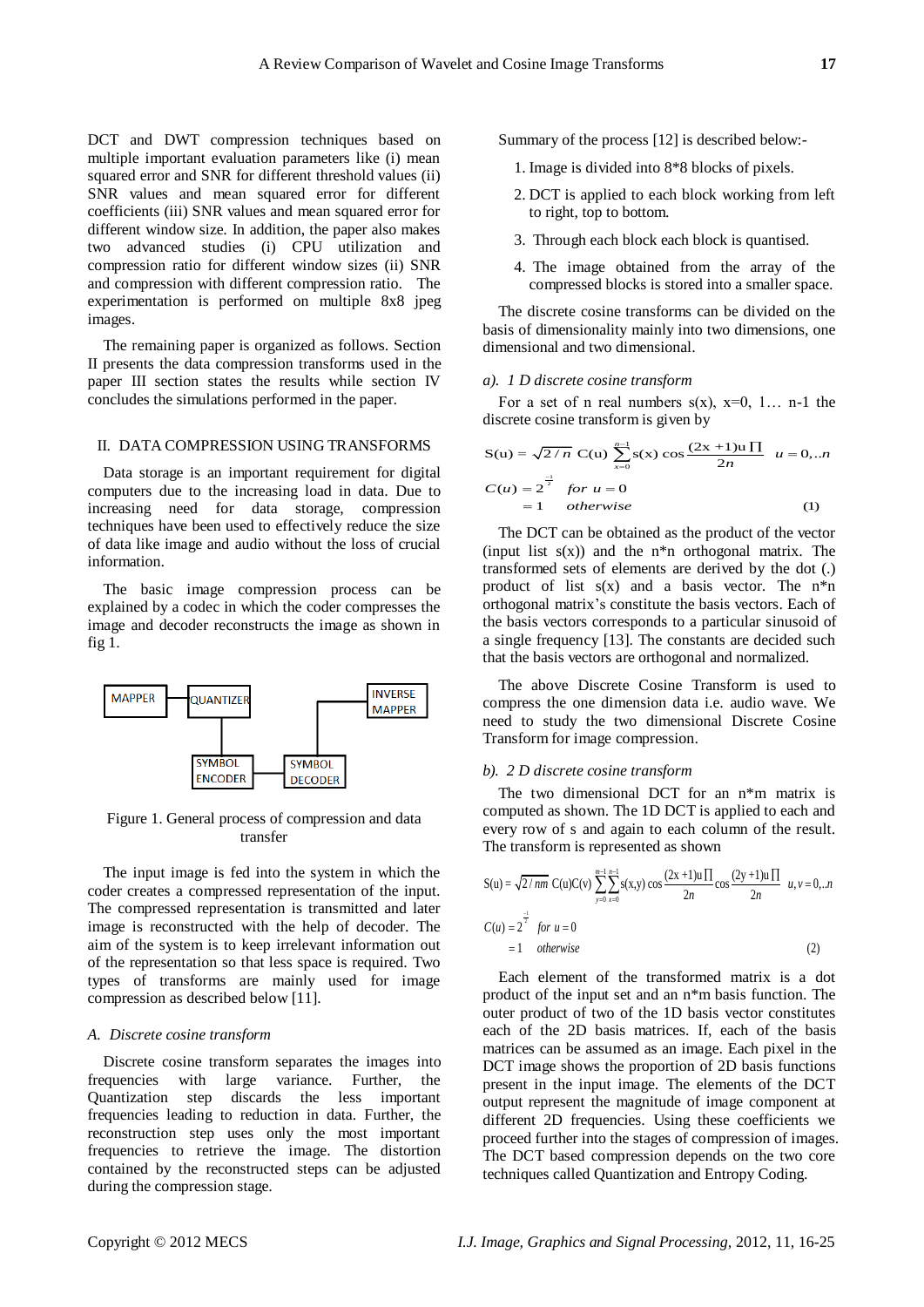DCT and DWT compression techniques based on multiple important evaluation parameters like (i) mean squared error and SNR for different threshold values (ii) SNR values and mean squared error for different coefficients (iii) SNR values and mean squared error for different window size. In addition, the paper also makes two advanced studies (i) CPU utilization and compression ratio for different window sizes (ii) SNR and compression with different compression ratio. The experimentation is performed on multiple 8x8 jpeg images.

The remaining paper is organized as follows. Section II presents the data compression transforms used in the paper III section states the results while section IV concludes the simulations performed in the paper.

## II. DATA COMPRESSION USING TRANSFORMS

Data storage is an important requirement for digital computers due to the increasing load in data. Due to increasing need for data storage, compression techniques have been used to effectively reduce the size of data like image and audio without the loss of crucial information.

The basic image compression process can be explained by a codec in which the coder compresses the image and decoder reconstructs the image as shown in fig 1.

MAPPER → QUANTIZER → SYMBOL ENCODER → SYMBOL DECODER → INVERSE MAPPER

Figure 1. General process of compression and data transfer

The input image is fed into the system in which the coder creates a compressed representation of the input. The compressed representation is transmitted and later image is reconstructed with the help of decoder. The aim of the system is to keep irrelevant information out of the representation so that less space is required. Two types of transforms are mainly used for image compression as described below [11].

### *A. Discrete cosine transform*

Discrete cosine transform separates the images into frequencies with large variance. Further, the Quantization step discards the less important frequencies leading to reduction in data. Further, the reconstruction step uses only the most important frequencies to retrieve the image. The distortion contained by the reconstructed steps can be adjusted during the compression stage.

Summary of the process [12] is described below:-

1. Image is divided into 8*8 blocks of pixels.
2. DCT is applied to each block working from left to right, top to bottom.
3. Through each block each block is quantised.
4. The image obtained from the array of the compressed blocks is stored into a smaller space.

The discrete cosine transforms can be divided on the basis of dimensionality mainly into two dimensions, one dimensional and two dimensional.

#### *a). 1 D discrete cosine transform*

For a set of n real numbers s(x), x=0, 1… n-1 the discrete cosine transform is given by

$$S(u) = \sqrt{2/n}\; C(u) \sum_{x=0}^{n-1} s(x) \cos\frac{(2x+1)u\prod}{2n} \quad u = 0,..n$$

$$C(u) = 2^{\frac{-1}{2}} \quad for\ u = 0$$
$$= 1 \quad otherwise \qquad (1)$$

The DCT can be obtained as the product of the vector (input list s(x)) and the n*n orthogonal matrix. The transformed sets of elements are derived by the dot (.) product of list s(x) and a basis vector. The n*n orthogonal matrix's constitute the basis vectors. Each of the basis vectors corresponds to a particular sinusoid of a single frequency [13]. The constants are decided such that the basis vectors are orthogonal and normalized.

The above Discrete Cosine Transform is used to compress the one dimension data i.e. audio wave. We need to study the two dimensional Discrete Cosine Transform for image compression.

#### *b). 2 D discrete cosine transform*

The two dimensional DCT for an n*m matrix is computed as shown. The 1D DCT is applied to each and every row of s and again to each column of the result. The transform is represented as shown

$$S(u) = \sqrt{2/nm}\; C(u)C(v) \sum_{y=0}^{m-1}\sum_{x=0}^{n-1} s(x,y) \cos\frac{(2x+1)u\prod}{2n} \cos\frac{(2y+1)u\prod}{2n} \quad u,v = 0,..n$$

$$C(u) = 2^{\frac{-1}{2}} \quad for\ u = 0$$
$$= 1 \quad otherwise \qquad (2)$$

Each element of the transformed matrix is a dot product of the input set and an n*m basis function. The outer product of two of the 1D basis vector constitutes each of the 2D basis matrices. If, each of the basis matrices can be assumed as an image. Each pixel in the DCT image shows the proportion of 2D basis functions present in the input image. The elements of the DCT output represent the magnitude of image component at different 2D frequencies. Using these coefficients we proceed further into the stages of compression of images. The DCT based compression depends on the two core techniques called Quantization and Entropy Coding.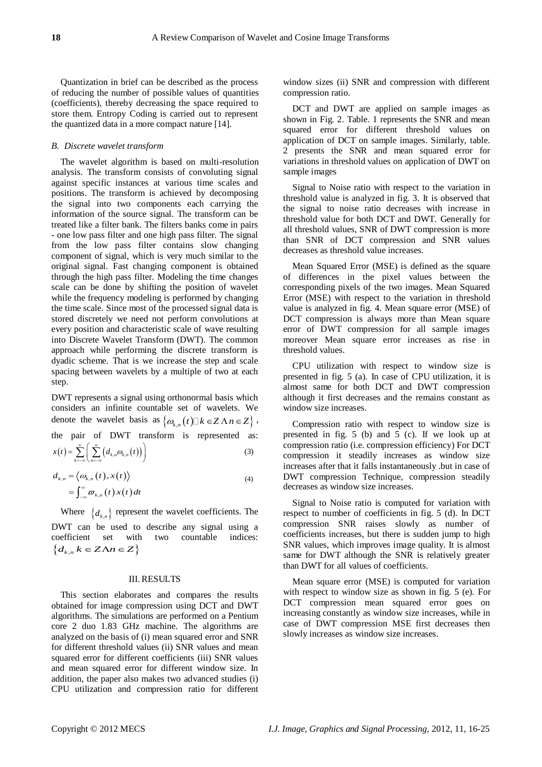Quantization in brief can be described as the process of reducing the number of possible values of quantities (coefficients), thereby decreasing the space required to store them. Entropy Coding is carried out to represent the quantized data in a more compact nature [14].

### *B. Discrete wavelet transform*

The wavelet algorithm is based on multi-resolution analysis. The transform consists of convoluting signal against specific instances at various time scales and positions. The transform is achieved by decomposing the signal into two components each carrying the information of the source signal. The transform can be treated like a filter bank. The filters banks come in pairs - one low pass filter and one high pass filter. The signal from the low pass filter contains slow changing component of signal, which is very much similar to the original signal. Fast changing component is obtained through the high pass filter. Modeling the time changes scale can be done by shifting the position of wavelet while the frequency modeling is performed by changing the time scale. Since most of the processed signal data is stored discretely we need not perform convolutions at every position and characteristic scale of wave resulting into Discrete Wavelet Transform (DWT). The common approach while performing the discrete transform is dyadic scheme. That is we increase the step and scale spacing between wavelets by a multiple of two at each step.

DWT represents a signal using orthonormal basis which considers an infinite countable set of wavelets. We denote the wavelet basis as $\{\omega_{k,n}(t) | k \in Z \wedge n \in Z\}$, the pair of DWT transform is represented as:

$$x(t) = \sum_{k=-\infty}^{\infty} \left( \sum_{n=-\infty}^{\infty} \left( d_{k,n} \omega_{k,n}(t) \right) \right) \tag{3}$$

$$\begin{aligned} d_{k,n} &= \langle \omega_{k,n}(t), x(t) \rangle \\ &= \int_{-\infty}^{\infty} \varpi_{k,n}(t)\, x(t)\, dt \end{aligned} \tag{4}$$

Where $\{d_{k,n}\}$ represent the wavelet coefficients. The DWT can be used to describe any signal using a coefficient set with two countable indices: $\{d_{k,n}\, k \in Z \wedge n \in Z\}$

## III. RESULTS

This section elaborates and compares the results obtained for image compression using DCT and DWT algorithms. The simulations are performed on a Pentium core 2 duo 1.83 GHz machine. The algorithms are analyzed on the basis of (i) mean squared error and SNR for different threshold values (ii) SNR values and mean squared error for different coefficients (iii) SNR values and mean squared error for different window size. In addition, the paper also makes two advanced studies (i) CPU utilization and compression ratio for different window sizes (ii) SNR and compression with different compression ratio.

DCT and DWT are applied on sample images as shown in Fig. 2. Table. 1 represents the SNR and mean squared error for different threshold values on application of DCT on sample images. Similarly, table. 2 presents the SNR and mean squared error for variations in threshold values on application of DWT on sample images

Signal to Noise ratio with respect to the variation in threshold value is analyzed in fig. 3. It is observed that the signal to noise ratio decreases with increase in threshold value for both DCT and DWT. Generally for all threshold values, SNR of DWT compression is more than SNR of DCT compression and SNR values decreases as threshold value increases.

Mean Squared Error (MSE) is defined as the square of differences in the pixel values between the corresponding pixels of the two images. Mean Squared Error (MSE) with respect to the variation in threshold value is analyzed in fig. 4. Mean square error (MSE) of DCT compression is always more than Mean square error of DWT compression for all sample images moreover Mean square error increases as rise in threshold values.

CPU utilization with respect to window size is presented in fig. 5 (a). In case of CPU utilization, it is almost same for both DCT and DWT compression although it first decreases and the remains constant as window size increases.

Compression ratio with respect to window size is presented in fig. 5 (b) and 5 (c). If we look up at compression ratio (i.e. compression efficiency) For DCT compression it steadily increases as window size increases after that it falls instantaneously .but in case of DWT compression Technique, compression steadily decreases as window size increases.

Signal to Noise ratio is computed for variation with respect to number of coefficients in fig. 5 (d). In DCT compression SNR raises slowly as number of coefficients increases, but there is sudden jump to high SNR values, which improves image quality. It is almost same for DWT although the SNR is relatively greater than DWT for all values of coefficients.

Mean square error (MSE) is computed for variation with respect to window size as shown in fig. 5 (e). For DCT compression mean squared error goes on increasing constantly as window size increases, while in case of DWT compression MSE first decreases then slowly increases as window size increases.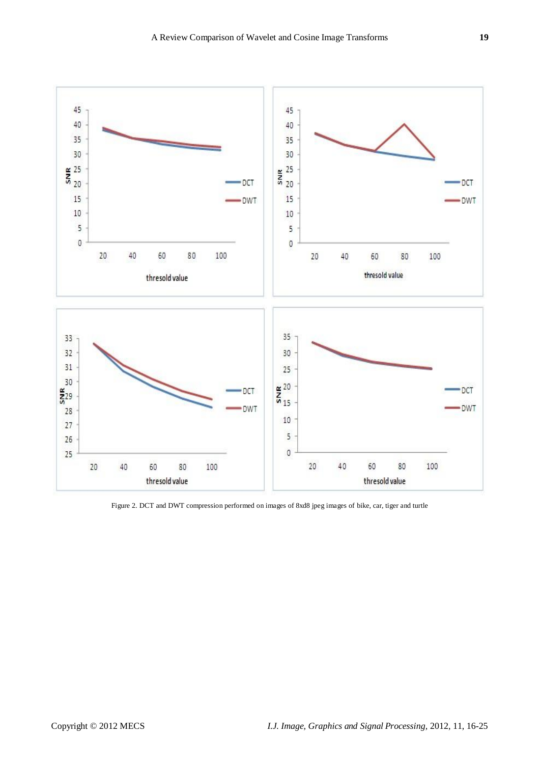Figure 2. DCT and DWT compression performed on images of 8xd8 jpeg images of bike, car, tiger and turtle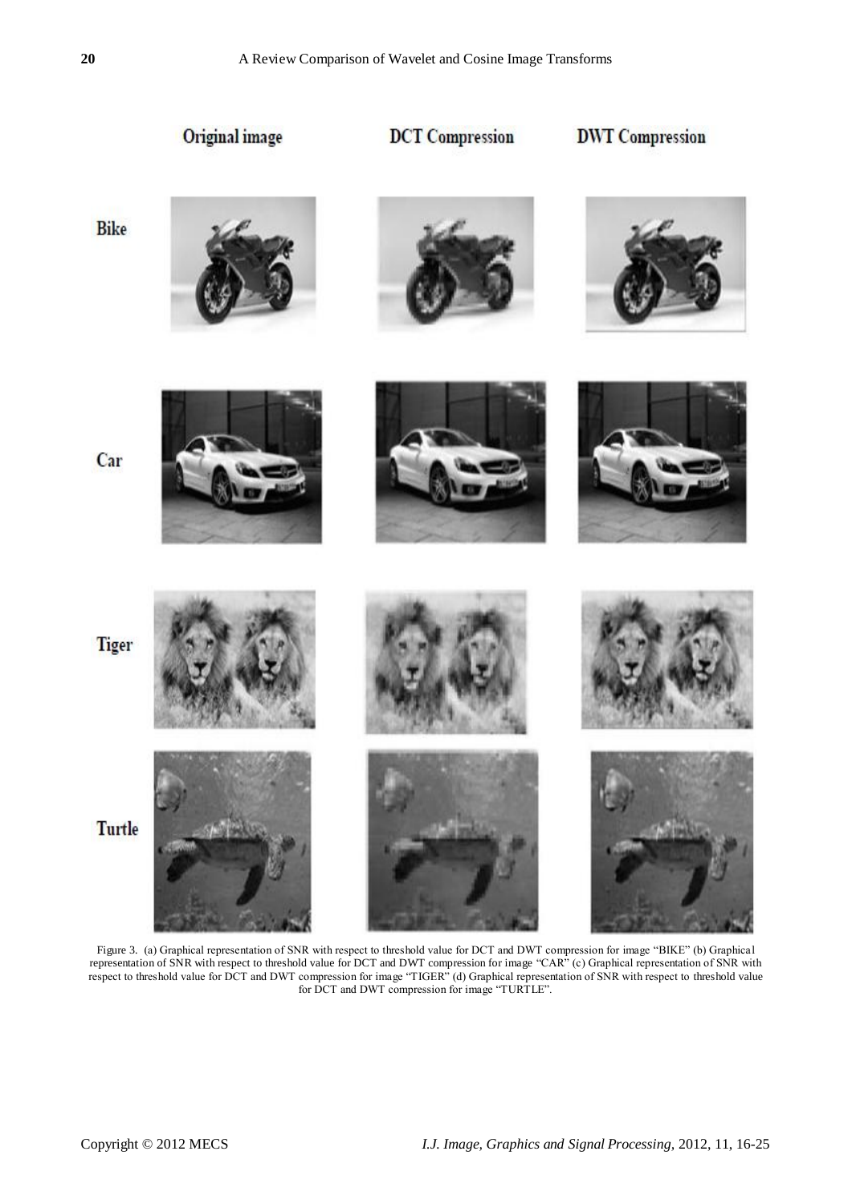| | Original image | DCT Compression | DWT Compression |
|---|---|---|---|
| Bike | | | |
| Car | | | |
| Tiger | | | |
| Turtle | | | |

Figure 3. (a) Graphical representation of SNR with respect to threshold value for DCT and DWT compression for image "BIKE" (b) Graphical representation of SNR with respect to threshold value for DCT and DWT compression for image "CAR" (c) Graphical representation of SNR with respect to threshold value for DCT and DWT compression for image "TIGER" (d) Graphical representation of SNR with respect to threshold value for DCT and DWT compression for image "TURTLE".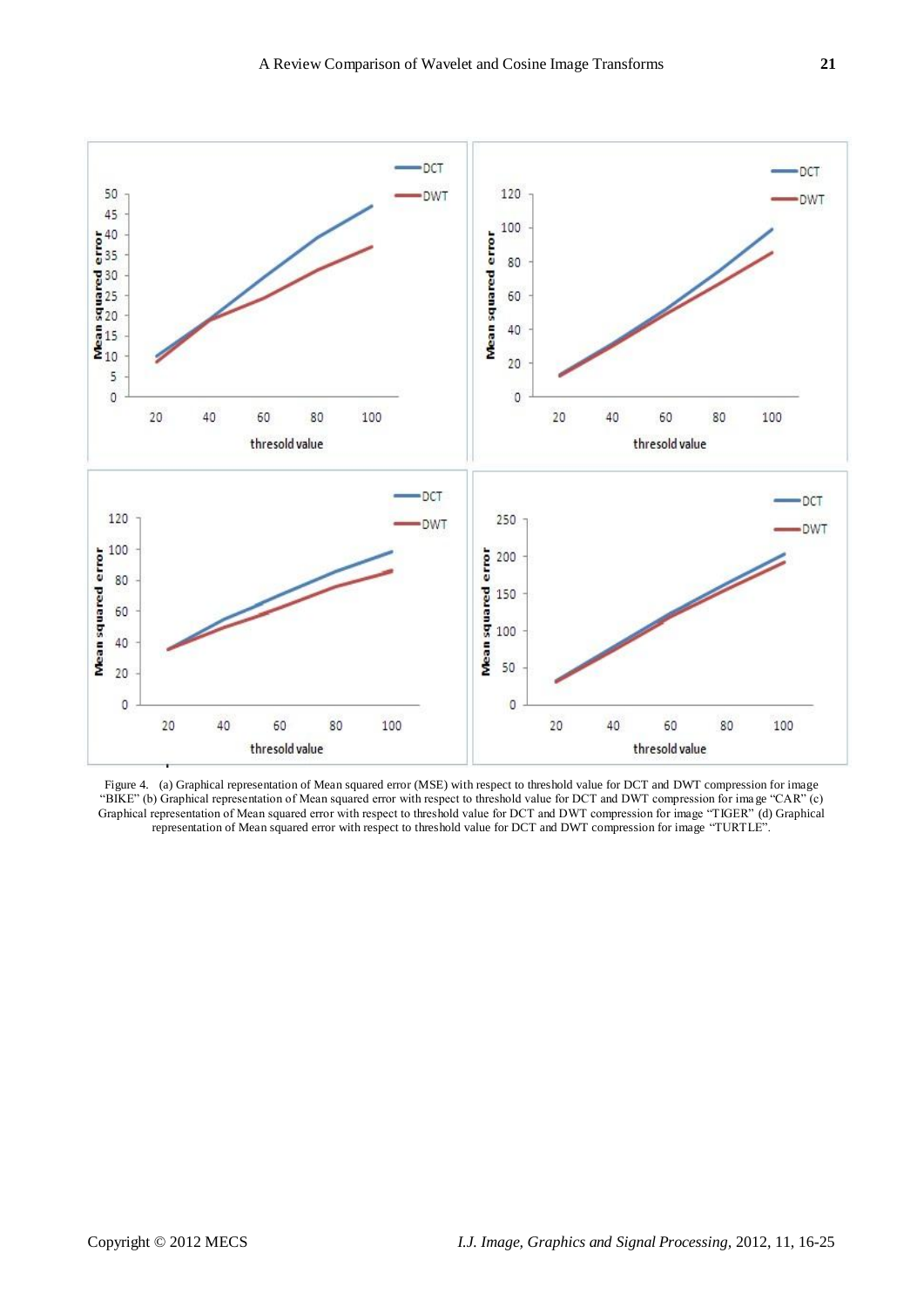Figure 4. (a) Graphical representation of Mean squared error (MSE) with respect to threshold value for DCT and DWT compression for image "BIKE" (b) Graphical representation of Mean squared error with respect to threshold value for DCT and DWT compression for image "CAR" (c) Graphical representation of Mean squared error with respect to threshold value for DCT and DWT compression for image "TIGER" (d) Graphical representation of Mean squared error with respect to threshold value for DCT and DWT compression for image "TURTLE".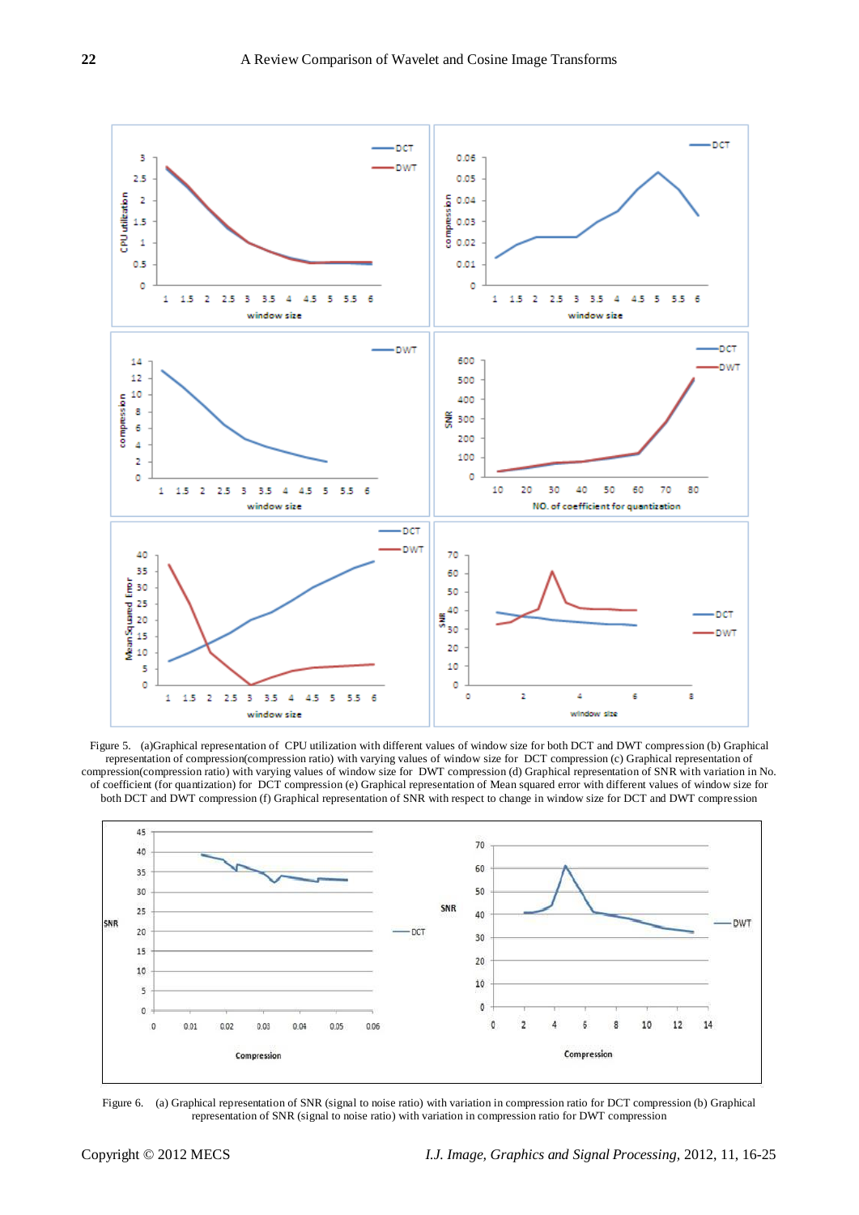Figure 5. (a)Graphical representation of CPU utilization with different values of window size for both DCT and DWT compression (b) Graphical representation of compression(compression ratio) with varying values of window size for DCT compression (c) Graphical representation of compression(compression ratio) with varying values of window size for DWT compression (d) Graphical representation of SNR with variation in No. of coefficient (for quantization) for DCT compression (e) Graphical representation of Mean squared error with different values of window size for both DCT and DWT compression (f) Graphical representation of SNR with respect to change in window size for DCT and DWT compression

Figure 6. (a) Graphical representation of SNR (signal to noise ratio) with variation in compression ratio for DCT compression (b) Graphical representation of SNR (signal to noise ratio) with variation in compression ratio for DWT compression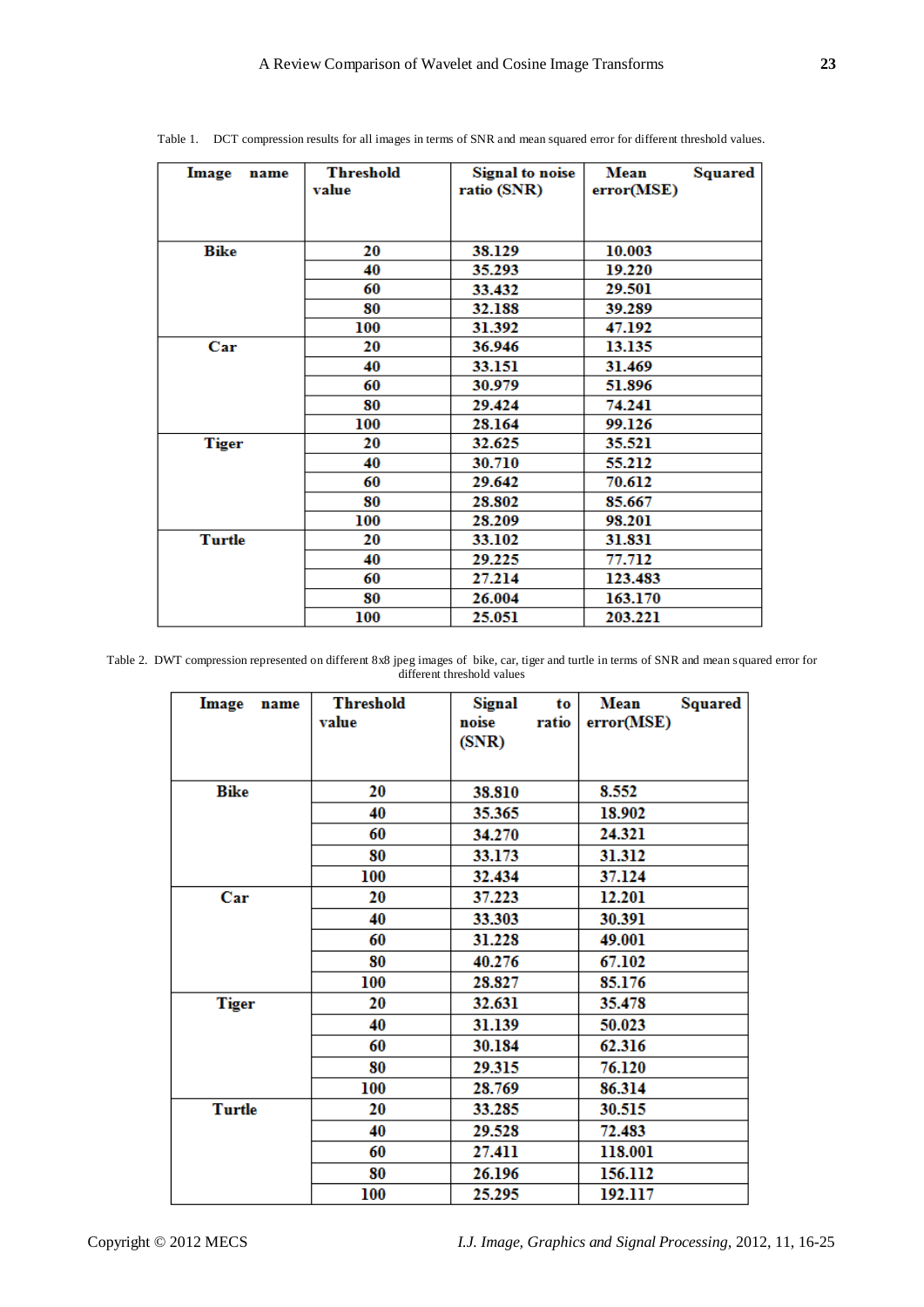Table 1. DCT compression results for all images in terms of SNR and mean squared error for different threshold values.

| Image name | Threshold value | Signal to noise ratio (SNR) | Mean Squared error(MSE) |
|---|---|---|---|
| **Bike** | **20** | **38.129** | **10.003** |
| | **40** | **35.293** | **19.220** |
| | **60** | **33.432** | **29.501** |
| | **80** | **32.188** | **39.289** |
| | **100** | **31.392** | **47.192** |
| **Car** | **20** | **36.946** | **13.135** |
| | **40** | **33.151** | **31.469** |
| | **60** | **30.979** | **51.896** |
| | **80** | **29.424** | **74.241** |
| | **100** | **28.164** | **99.126** |
| **Tiger** | **20** | **32.625** | **35.521** |
| | **40** | **30.710** | **55.212** |
| | **60** | **29.642** | **70.612** |
| | **80** | **28.802** | **85.667** |
| | **100** | **28.209** | **98.201** |
| **Turtle** | **20** | **33.102** | **31.831** |
| | **40** | **29.225** | **77.712** |
| | **60** | **27.214** | **123.483** |
| | **80** | **26.004** | **163.170** |
| | **100** | **25.051** | **203.221** |

Table 2. DWT compression represented on different 8x8 jpeg images of bike, car, tiger and turtle in terms of SNR and mean squared error for different threshold values

| Image name | Threshold value | Signal to noise ratio (SNR) | Mean Squared error(MSE) |
|---|---|---|---|
| **Bike** | **20** | **38.810** | **8.552** |
| | **40** | **35.365** | **18.902** |
| | **60** | **34.270** | **24.321** |
| | **80** | **33.173** | **31.312** |
| | **100** | **32.434** | **37.124** |
| **Car** | **20** | **37.223** | **12.201** |
| | **40** | **33.303** | **30.391** |
| | **60** | **31.228** | **49.001** |
| | **80** | **40.276** | **67.102** |
| | **100** | **28.827** | **85.176** |
| **Tiger** | **20** | **32.631** | **35.478** |
| | **40** | **31.139** | **50.023** |
| | **60** | **30.184** | **62.316** |
| | **80** | **29.315** | **76.120** |
| | **100** | **28.769** | **86.314** |
| **Turtle** | **20** | **33.285** | **30.515** |
| | **40** | **29.528** | **72.483** |
| | **60** | **27.411** | **118.001** |
| | **80** | **26.196** | **156.112** |
| | **100** | **25.295** | **192.117** |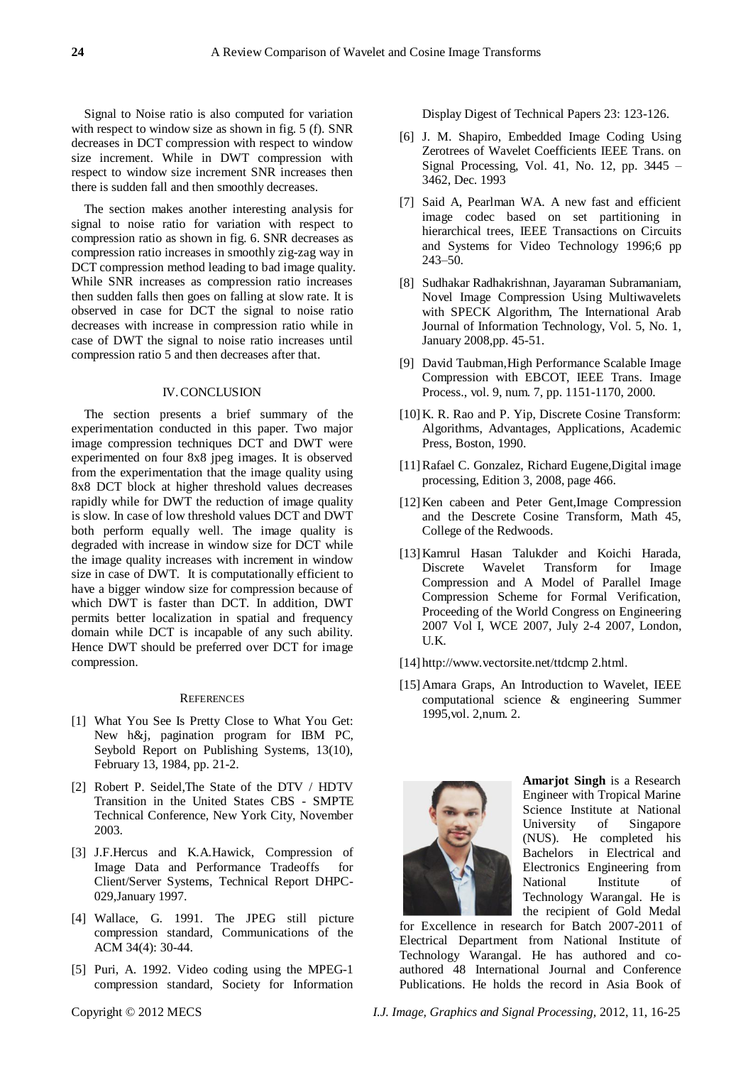Signal to Noise ratio is also computed for variation with respect to window size as shown in fig. 5 (f). SNR decreases in DCT compression with respect to window size increment. While in DWT compression with respect to window size increment SNR increases then there is sudden fall and then smoothly decreases.

The section makes another interesting analysis for signal to noise ratio for variation with respect to compression ratio as shown in fig. 6. SNR decreases as compression ratio increases in smoothly zig-zag way in DCT compression method leading to bad image quality. While SNR increases as compression ratio increases then sudden falls then goes on falling at slow rate. It is observed in case for DCT the signal to noise ratio decreases with increase in compression ratio while in case of DWT the signal to noise ratio increases until compression ratio 5 and then decreases after that.

## IV. CONCLUSION

The section presents a brief summary of the experimentation conducted in this paper. Two major image compression techniques DCT and DWT were experimented on four 8x8 jpeg images. It is observed from the experimentation that the image quality using 8x8 DCT block at higher threshold values decreases rapidly while for DWT the reduction of image quality is slow. In case of low threshold values DCT and DWT both perform equally well. The image quality is degraded with increase in window size for DCT while the image quality increases with increment in window size in case of DWT. It is computationally efficient to have a bigger window size for compression because of which DWT is faster than DCT. In addition, DWT permits better localization in spatial and frequency domain while DCT is incapable of any such ability. Hence DWT should be preferred over DCT for image compression.

## REFERENCES

[1] What You See Is Pretty Close to What You Get: New h&j, pagination program for IBM PC, Seybold Report on Publishing Systems, 13(10), February 13, 1984, pp. 21-2.

[2] Robert P. Seidel,The State of the DTV / HDTV Transition in the United States CBS - SMPTE Technical Conference, New York City, November 2003.

[3] J.F.Hercus and K.A.Hawick, Compression of Image Data and Performance Tradeoffs for Client/Server Systems, Technical Report DHPC-029,January 1997.

[4] Wallace, G. 1991. The JPEG still picture compression standard, Communications of the ACM 34(4): 30-44.

[5] Puri, A. 1992. Video coding using the MPEG-1 compression standard, Society for Information Display Digest of Technical Papers 23: 123-126.

[6] J. M. Shapiro, Embedded Image Coding Using Zerotrees of Wavelet Coefficients IEEE Trans. on Signal Processing, Vol. 41, No. 12, pp. 3445 – 3462, Dec. 1993

[7] Said A, Pearlman WA. A new fast and efficient image codec based on set partitioning in hierarchical trees, IEEE Transactions on Circuits and Systems for Video Technology 1996;6 pp 243–50.

[8] Sudhakar Radhakrishnan, Jayaraman Subramaniam, Novel Image Compression Using Multiwavelets with SPECK Algorithm, The International Arab Journal of Information Technology, Vol. 5, No. 1, January 2008,pp. 45-51.

[9] David Taubman,High Performance Scalable Image Compression with EBCOT, IEEE Trans. Image Process., vol. 9, num. 7, pp. 1151-1170, 2000.

[10] K. R. Rao and P. Yip, Discrete Cosine Transform: Algorithms, Advantages, Applications, Academic Press, Boston, 1990.

[11] Rafael C. Gonzalez, Richard Eugene,Digital image processing, Edition 3, 2008, page 466.

[12] Ken cabeen and Peter Gent,Image Compression and the Descrete Cosine Transform, Math 45, College of the Redwoods.

[13] Kamrul Hasan Talukder and Koichi Harada, Discrete Wavelet Transform for Image Compression and A Model of Parallel Image Compression Scheme for Formal Verification, Proceeding of the World Congress on Engineering 2007 Vol I, WCE 2007, July 2-4 2007, London, U.K.

[14] http://www.vectorsite.net/ttdcmp 2.html.

[15] Amara Graps, An Introduction to Wavelet, IEEE computational science & engineering Summer 1995,vol. 2,num. 2.

**Amarjot Singh** is a Research Engineer with Tropical Marine Science Institute at National University of Singapore (NUS). He completed his Bachelors in Electrical and Electronics Engineering from National Institute of Technology Warangal. He is the recipient of Gold Medal for Excellence in research for Batch 2007-2011 of Electrical Department from National Institute of Technology Warangal. He has authored and co-authored 48 International Journal and Conference Publications. He holds the record in Asia Book of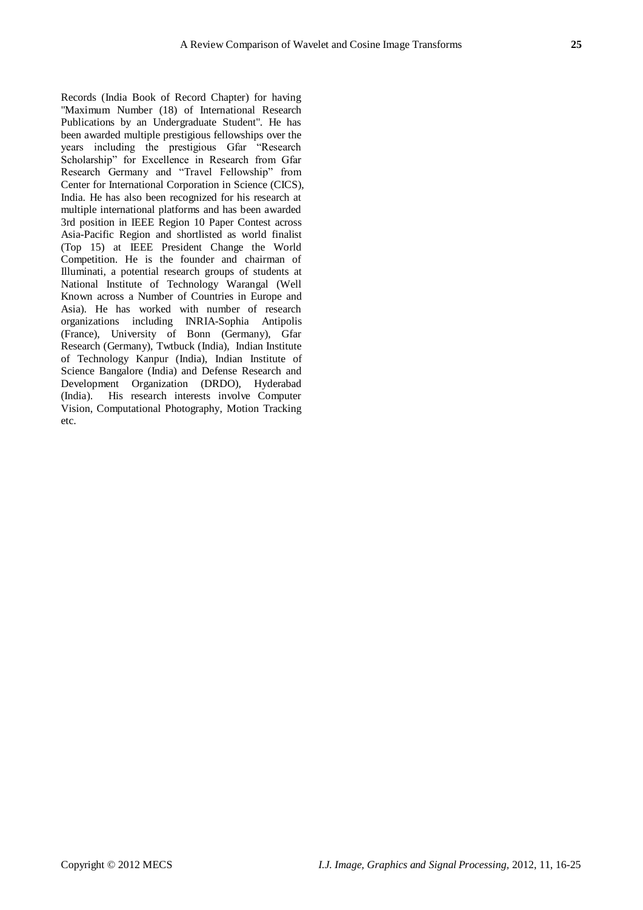Records (India Book of Record Chapter) for having "Maximum Number (18) of International Research Publications by an Undergraduate Student". He has been awarded multiple prestigious fellowships over the years including the prestigious Gfar "Research Scholarship" for Excellence in Research from Gfar Research Germany and "Travel Fellowship" from Center for International Corporation in Science (CICS), India. He has also been recognized for his research at multiple international platforms and has been awarded 3rd position in IEEE Region 10 Paper Contest across Asia-Pacific Region and shortlisted as world finalist (Top 15) at IEEE President Change the World Competition. He is the founder and chairman of Illuminati, a potential research groups of students at National Institute of Technology Warangal (Well Known across a Number of Countries in Europe and Asia). He has worked with number of research organizations including INRIA-Sophia Antipolis (France), University of Bonn (Germany), Gfar Research (Germany), Twtbuck (India), Indian Institute of Technology Kanpur (India), Indian Institute of Science Bangalore (India) and Defense Research and Development Organization (DRDO), Hyderabad (India). His research interests involve Computer Vision, Computational Photography, Motion Tracking etc.